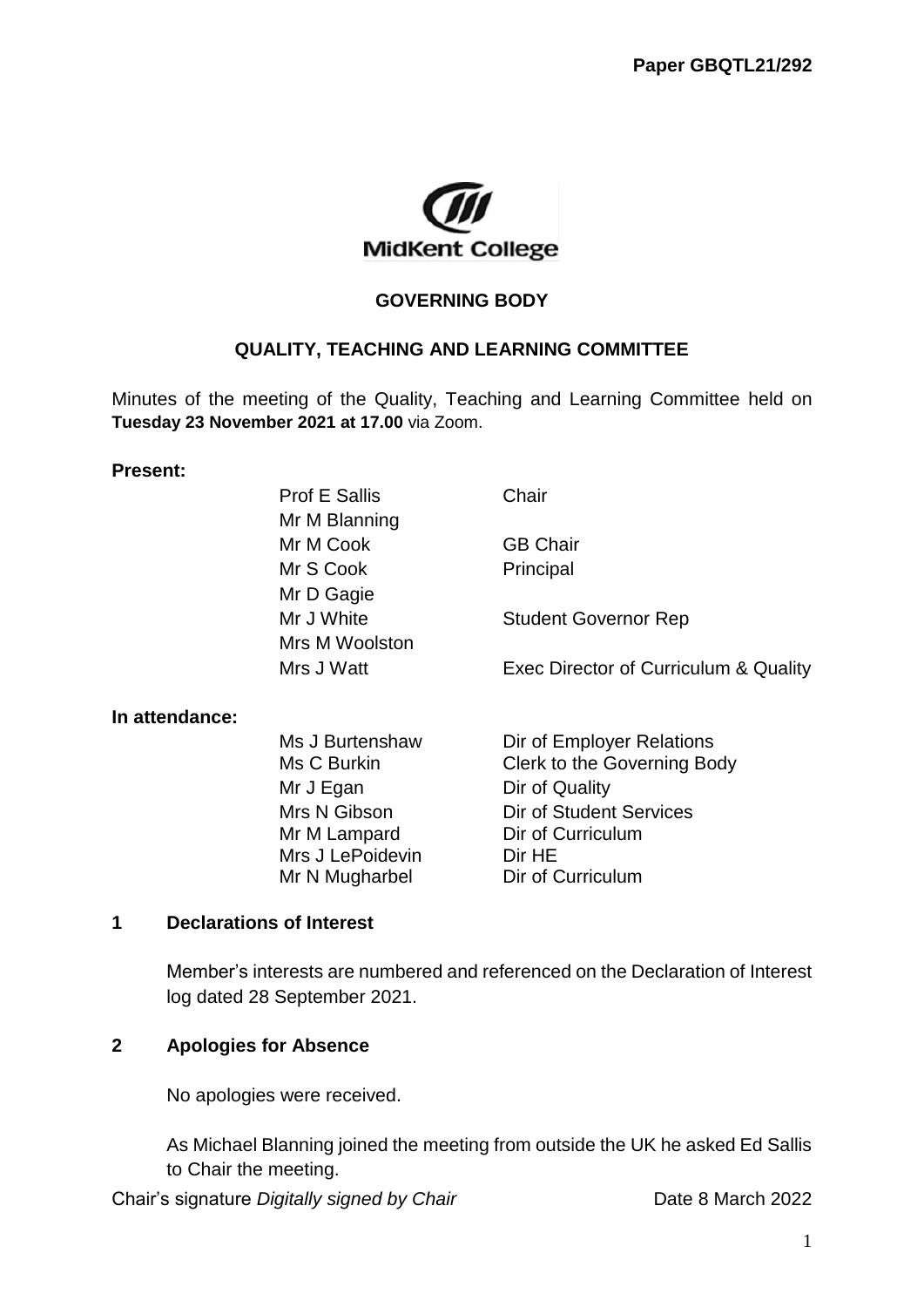**Paper GBQTL21/292**

MidKent College

## GOVERNING BODY

## QUALITY, TEACHING AND LEARNING COMMITTEE

Minutes of the meeting of the Quality, Teaching and Learning Committee held on **Tuesday 23 November 2021 at 17.00** via Zoom.

**Present:**

| | |
|---|---|
| Prof E Sallis | Chair |
| Mr M Blanning | |
| Mr M Cook | GB Chair |
| Mr S Cook | Principal |
| Mr D Gagie | |
| Mr J White | Student Governor Rep |
| Mrs M Woolston | |
| Mrs J Watt | Exec Director of Curriculum & Quality |

**In attendance:**

| | |
|---|---|
| Ms J Burtenshaw | Dir of Employer Relations |
| Ms C Burkin | Clerk to the Governing Body |
| Mr J Egan | Dir of Quality |
| Mrs N Gibson | Dir of Student Services |
| Mr M Lampard | Dir of Curriculum |
| Mrs J LePoidevin | Dir HE |
| Mr N Mugharbel | Dir of Curriculum |

### 1 Declarations of Interest

Member's interests are numbered and referenced on the Declaration of Interest log dated 28 September 2021.

### 2 Apologies for Absence

No apologies were received.

As Michael Blanning joined the meeting from outside the UK he asked Ed Sallis to Chair the meeting.

Chair's signature *Digitally signed by Chair* Date 8 March 2022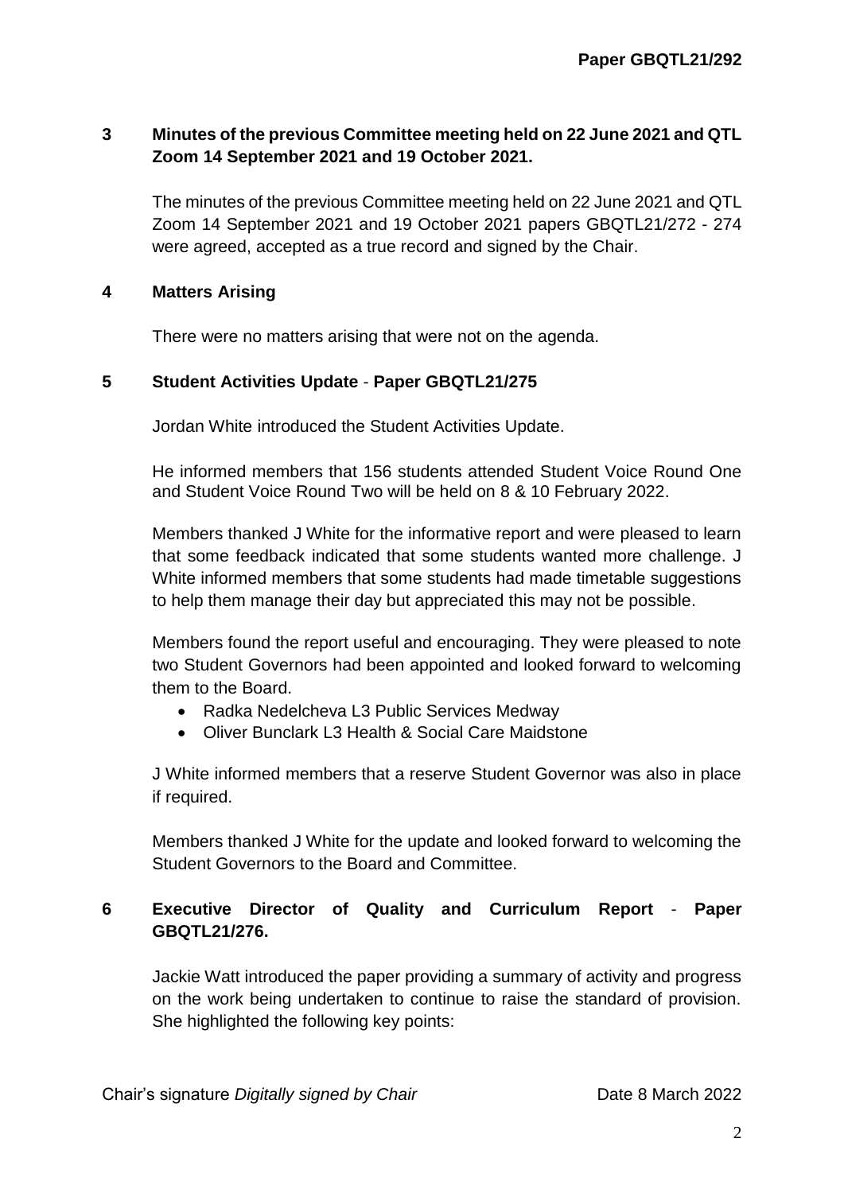## 3 Minutes of the previous Committee meeting held on 22 June 2021 and QTL Zoom 14 September 2021 and 19 October 2021.

The minutes of the previous Committee meeting held on 22 June 2021 and QTL Zoom 14 September 2021 and 19 October 2021 papers GBQTL21/272 - 274 were agreed, accepted as a true record and signed by the Chair.

## 4 Matters Arising

There were no matters arising that were not on the agenda.

## 5 Student Activities Update - Paper GBQTL21/275

Jordan White introduced the Student Activities Update.

He informed members that 156 students attended Student Voice Round One and Student Voice Round Two will be held on 8 & 10 February 2022.

Members thanked J White for the informative report and were pleased to learn that some feedback indicated that some students wanted more challenge. J White informed members that some students had made timetable suggestions to help them manage their day but appreciated this may not be possible.

Members found the report useful and encouraging. They were pleased to note two Student Governors had been appointed and looked forward to welcoming them to the Board.

- Radka Nedelcheva L3 Public Services Medway
- Oliver Bunclark L3 Health & Social Care Maidstone

J White informed members that a reserve Student Governor was also in place if required.

Members thanked J White for the update and looked forward to welcoming the Student Governors to the Board and Committee.

## 6 Executive Director of Quality and Curriculum Report - Paper GBQTL21/276.

Jackie Watt introduced the paper providing a summary of activity and progress on the work being undertaken to continue to raise the standard of provision. She highlighted the following key points:

Chair's signature *Digitally signed by Chair* Date 8 March 2022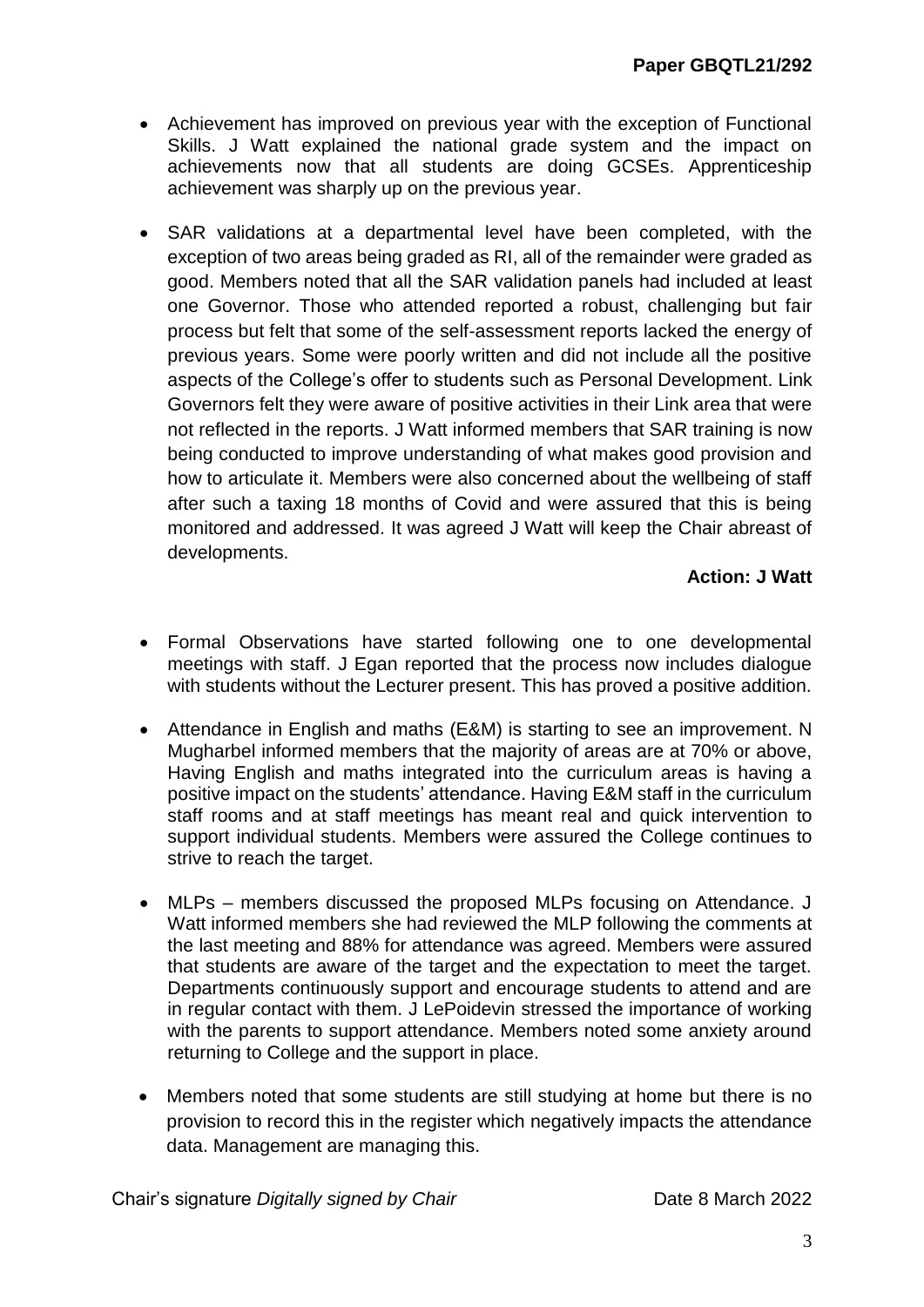- Achievement has improved on previous year with the exception of Functional Skills. J Watt explained the national grade system and the impact on achievements now that all students are doing GCSEs. Apprenticeship achievement was sharply up on the previous year.

- SAR validations at a departmental level have been completed, with the exception of two areas being graded as RI, all of the remainder were graded as good. Members noted that all the SAR validation panels had included at least one Governor. Those who attended reported a robust, challenging but fair process but felt that some of the self-assessment reports lacked the energy of previous years. Some were poorly written and did not include all the positive aspects of the College's offer to students such as Personal Development. Link Governors felt they were aware of positive activities in their Link area that were not reflected in the reports. J Watt informed members that SAR training is now being conducted to improve understanding of what makes good provision and how to articulate it. Members were also concerned about the wellbeing of staff after such a taxing 18 months of Covid and were assured that this is being monitored and addressed. It was agreed J Watt will keep the Chair abreast of developments.

**Action: J Watt**

- Formal Observations have started following one to one developmental meetings with staff. J Egan reported that the process now includes dialogue with students without the Lecturer present. This has proved a positive addition.

- Attendance in English and maths (E&M) is starting to see an improvement. N Mugharbel informed members that the majority of areas are at 70% or above, Having English and maths integrated into the curriculum areas is having a positive impact on the students' attendance. Having E&M staff in the curriculum staff rooms and at staff meetings has meant real and quick intervention to support individual students. Members were assured the College continues to strive to reach the target.

- MLPs – members discussed the proposed MLPs focusing on Attendance. J Watt informed members she had reviewed the MLP following the comments at the last meeting and 88% for attendance was agreed. Members were assured that students are aware of the target and the expectation to meet the target. Departments continuously support and encourage students to attend and are in regular contact with them. J LePoidevin stressed the importance of working with the parents to support attendance. Members noted some anxiety around returning to College and the support in place.

- Members noted that some students are still studying at home but there is no provision to record this in the register which negatively impacts the attendance data. Management are managing this.

Chair's signature *Digitally signed by Chair* Date 8 March 2022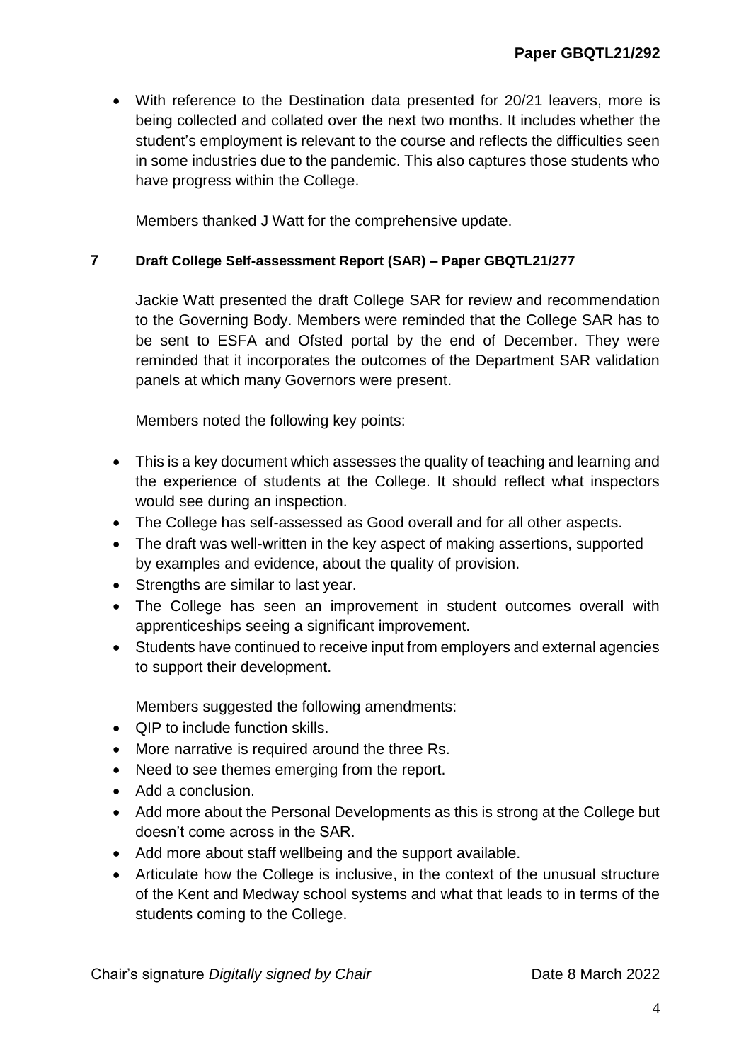- With reference to the Destination data presented for 20/21 leavers, more is being collected and collated over the next two months. It includes whether the student's employment is relevant to the course and reflects the difficulties seen in some industries due to the pandemic. This also captures those students who have progress within the College.

Members thanked J Watt for the comprehensive update.

## 7 Draft College Self-assessment Report (SAR) – Paper GBQTL21/277

Jackie Watt presented the draft College SAR for review and recommendation to the Governing Body. Members were reminded that the College SAR has to be sent to ESFA and Ofsted portal by the end of December. They were reminded that it incorporates the outcomes of the Department SAR validation panels at which many Governors were present.

Members noted the following key points:

- This is a key document which assesses the quality of teaching and learning and the experience of students at the College. It should reflect what inspectors would see during an inspection.
- The College has self-assessed as Good overall and for all other aspects.
- The draft was well-written in the key aspect of making assertions, supported by examples and evidence, about the quality of provision.
- Strengths are similar to last year.
- The College has seen an improvement in student outcomes overall with apprenticeships seeing a significant improvement.
- Students have continued to receive input from employers and external agencies to support their development.

Members suggested the following amendments:

- QIP to include function skills.
- More narrative is required around the three Rs.
- Need to see themes emerging from the report.
- Add a conclusion.
- Add more about the Personal Developments as this is strong at the College but doesn't come across in the SAR.
- Add more about staff wellbeing and the support available.
- Articulate how the College is inclusive, in the context of the unusual structure of the Kent and Medway school systems and what that leads to in terms of the students coming to the College.

Chair's signature *Digitally signed by Chair* Date 8 March 2022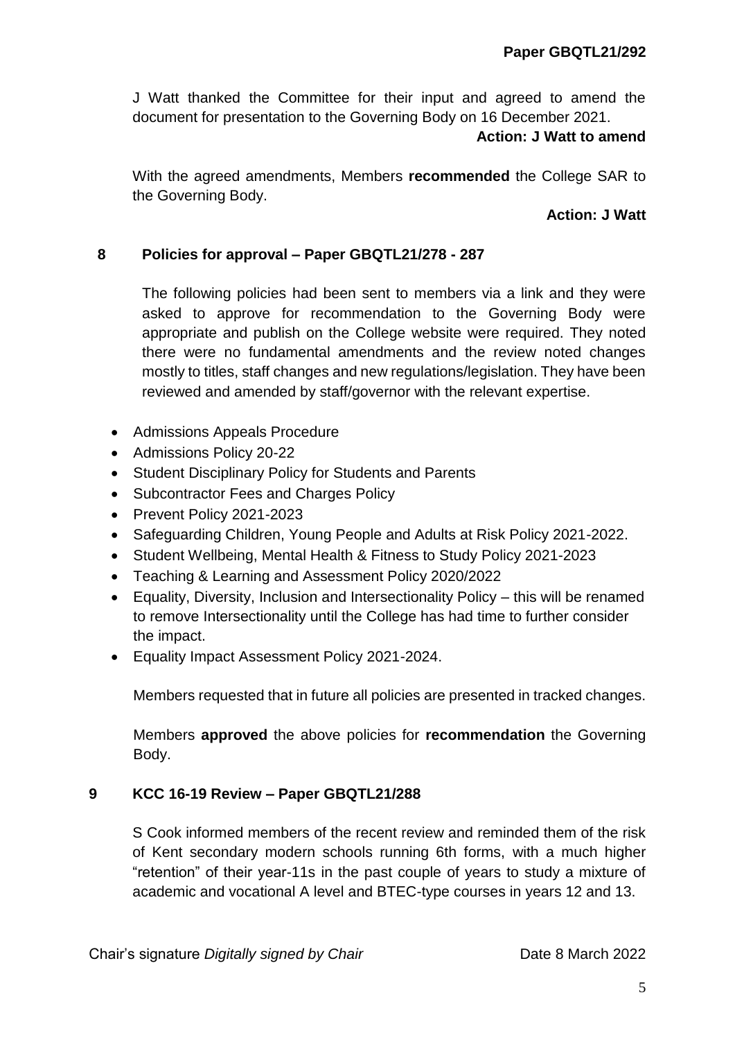J Watt thanked the Committee for their input and agreed to amend the document for presentation to the Governing Body on 16 December 2021.

**Action: J Watt to amend**

With the agreed amendments, Members **recommended** the College SAR to the Governing Body.

**Action: J Watt**

## 8 Policies for approval – Paper GBQTL21/278 - 287

The following policies had been sent to members via a link and they were asked to approve for recommendation to the Governing Body were appropriate and publish on the College website were required. They noted there were no fundamental amendments and the review noted changes mostly to titles, staff changes and new regulations/legislation. They have been reviewed and amended by staff/governor with the relevant expertise.

- Admissions Appeals Procedure
- Admissions Policy 20-22
- Student Disciplinary Policy for Students and Parents
- Subcontractor Fees and Charges Policy
- Prevent Policy 2021-2023
- Safeguarding Children, Young People and Adults at Risk Policy 2021-2022.
- Student Wellbeing, Mental Health & Fitness to Study Policy 2021-2023
- Teaching & Learning and Assessment Policy 2020/2022
- Equality, Diversity, Inclusion and Intersectionality Policy – this will be renamed to remove Intersectionality until the College has had time to further consider the impact.
- Equality Impact Assessment Policy 2021-2024.

Members requested that in future all policies are presented in tracked changes.

Members **approved** the above policies for **recommendation** the Governing Body.

## 9 KCC 16-19 Review – Paper GBQTL21/288

S Cook informed members of the recent review and reminded them of the risk of Kent secondary modern schools running 6th forms, with a much higher "retention" of their year-11s in the past couple of years to study a mixture of academic and vocational A level and BTEC-type courses in years 12 and 13.

Chair's signature *Digitally signed by Chair* Date 8 March 2022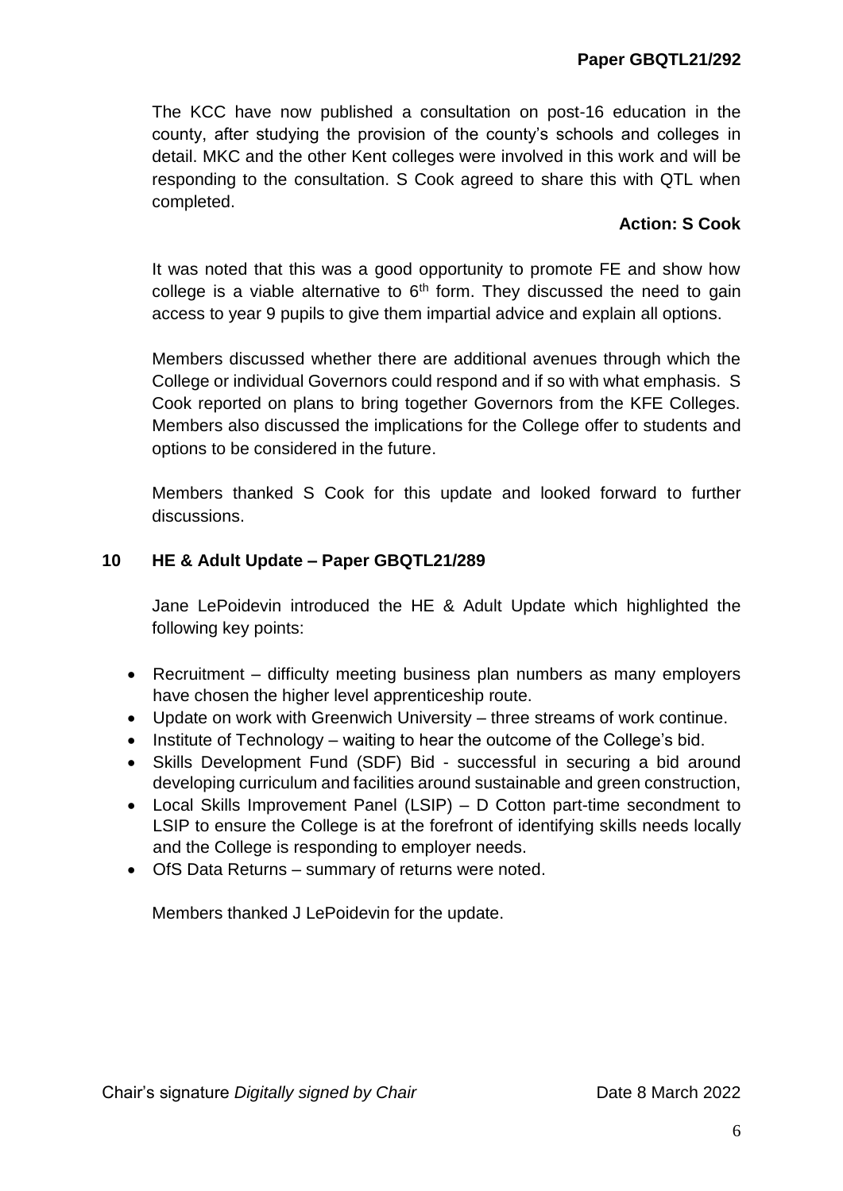The KCC have now published a consultation on post-16 education in the county, after studying the provision of the county's schools and colleges in detail. MKC and the other Kent colleges were involved in this work and will be responding to the consultation. S Cook agreed to share this with QTL when completed.

**Action: S Cook**

It was noted that this was a good opportunity to promote FE and show how college is a viable alternative to 6th form. They discussed the need to gain access to year 9 pupils to give them impartial advice and explain all options.

Members discussed whether there are additional avenues through which the College or individual Governors could respond and if so with what emphasis. S Cook reported on plans to bring together Governors from the KFE Colleges. Members also discussed the implications for the College offer to students and options to be considered in the future.

Members thanked S Cook for this update and looked forward to further discussions.

## 10 HE & Adult Update – Paper GBQTL21/289

Jane LePoidevin introduced the HE & Adult Update which highlighted the following key points:

- Recruitment – difficulty meeting business plan numbers as many employers have chosen the higher level apprenticeship route.
- Update on work with Greenwich University – three streams of work continue.
- Institute of Technology – waiting to hear the outcome of the College's bid.
- Skills Development Fund (SDF) Bid - successful in securing a bid around developing curriculum and facilities around sustainable and green construction,
- Local Skills Improvement Panel (LSIP) – D Cotton part-time secondment to LSIP to ensure the College is at the forefront of identifying skills needs locally and the College is responding to employer needs.
- OfS Data Returns – summary of returns were noted.

Members thanked J LePoidevin for the update.

Chair's signature *Digitally signed by Chair* Date 8 March 2022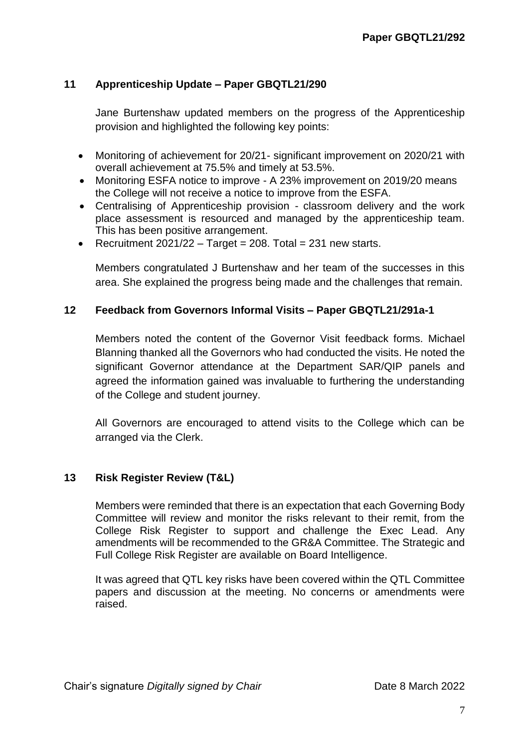## 11 Apprenticeship Update – Paper GBQTL21/290

Jane Burtenshaw updated members on the progress of the Apprenticeship provision and highlighted the following key points:

- Monitoring of achievement for 20/21- significant improvement on 2020/21 with overall achievement at 75.5% and timely at 53.5%.
- Monitoring ESFA notice to improve - A 23% improvement on 2019/20 means the College will not receive a notice to improve from the ESFA.
- Centralising of Apprenticeship provision - classroom delivery and the work place assessment is resourced and managed by the apprenticeship team. This has been positive arrangement.
- Recruitment 2021/22 – Target = 208. Total = 231 new starts.

Members congratulated J Burtenshaw and her team of the successes in this area. She explained the progress being made and the challenges that remain.

## 12 Feedback from Governors Informal Visits – Paper GBQTL21/291a-1

Members noted the content of the Governor Visit feedback forms. Michael Blanning thanked all the Governors who had conducted the visits. He noted the significant Governor attendance at the Department SAR/QIP panels and agreed the information gained was invaluable to furthering the understanding of the College and student journey.

All Governors are encouraged to attend visits to the College which can be arranged via the Clerk.

## 13 Risk Register Review (T&L)

Members were reminded that there is an expectation that each Governing Body Committee will review and monitor the risks relevant to their remit, from the College Risk Register to support and challenge the Exec Lead. Any amendments will be recommended to the GR&A Committee. The Strategic and Full College Risk Register are available on Board Intelligence.

It was agreed that QTL key risks have been covered within the QTL Committee papers and discussion at the meeting. No concerns or amendments were raised.

Chair's signature *Digitally signed by Chair* Date 8 March 2022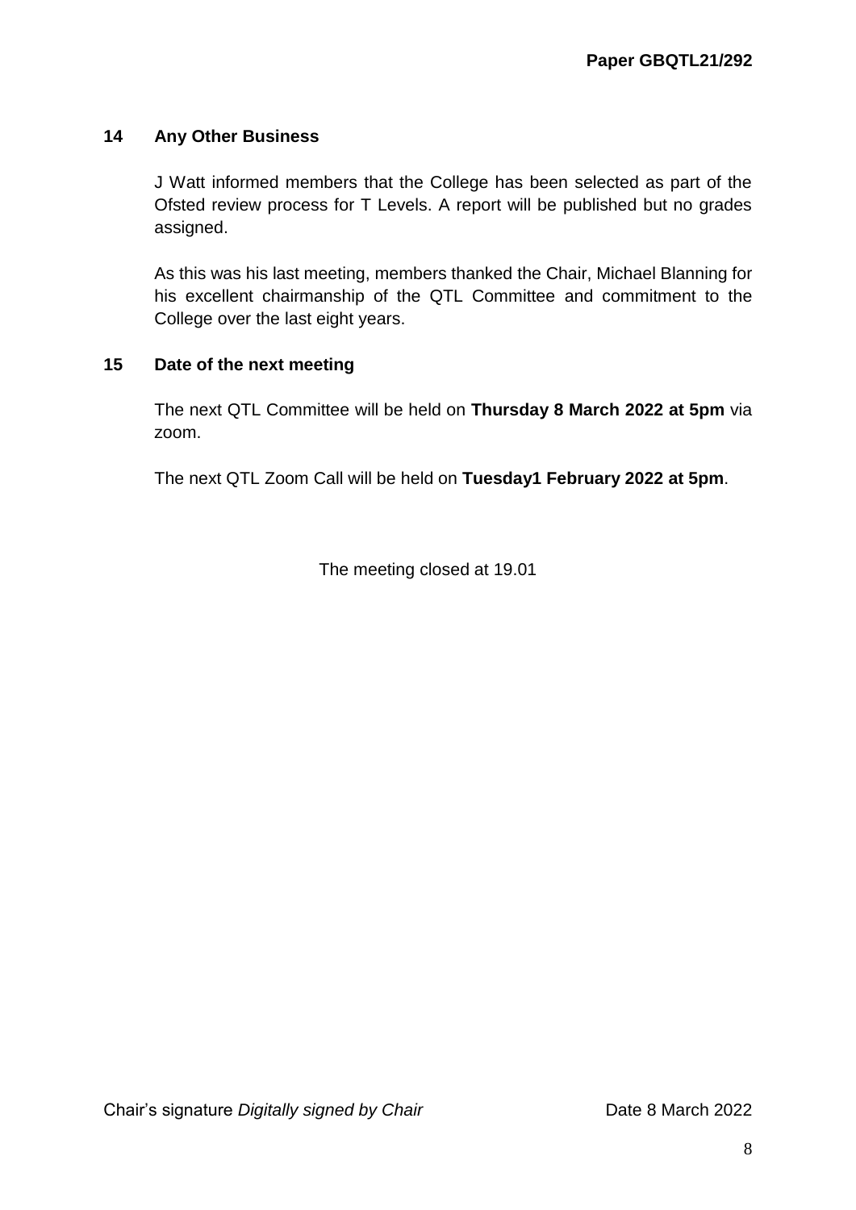**Paper GBQTL21/292**

## 14 Any Other Business

J Watt informed members that the College has been selected as part of the Ofsted review process for T Levels. A report will be published but no grades assigned.

As this was his last meeting, members thanked the Chair, Michael Blanning for his excellent chairmanship of the QTL Committee and commitment to the College over the last eight years.

## 15 Date of the next meeting

The next QTL Committee will be held on **Thursday 8 March 2022 at 5pm** via zoom.

The next QTL Zoom Call will be held on **Tuesday1 February 2022 at 5pm**.

The meeting closed at 19.01

Chair's signature *Digitally signed by Chair* Date 8 March 2022